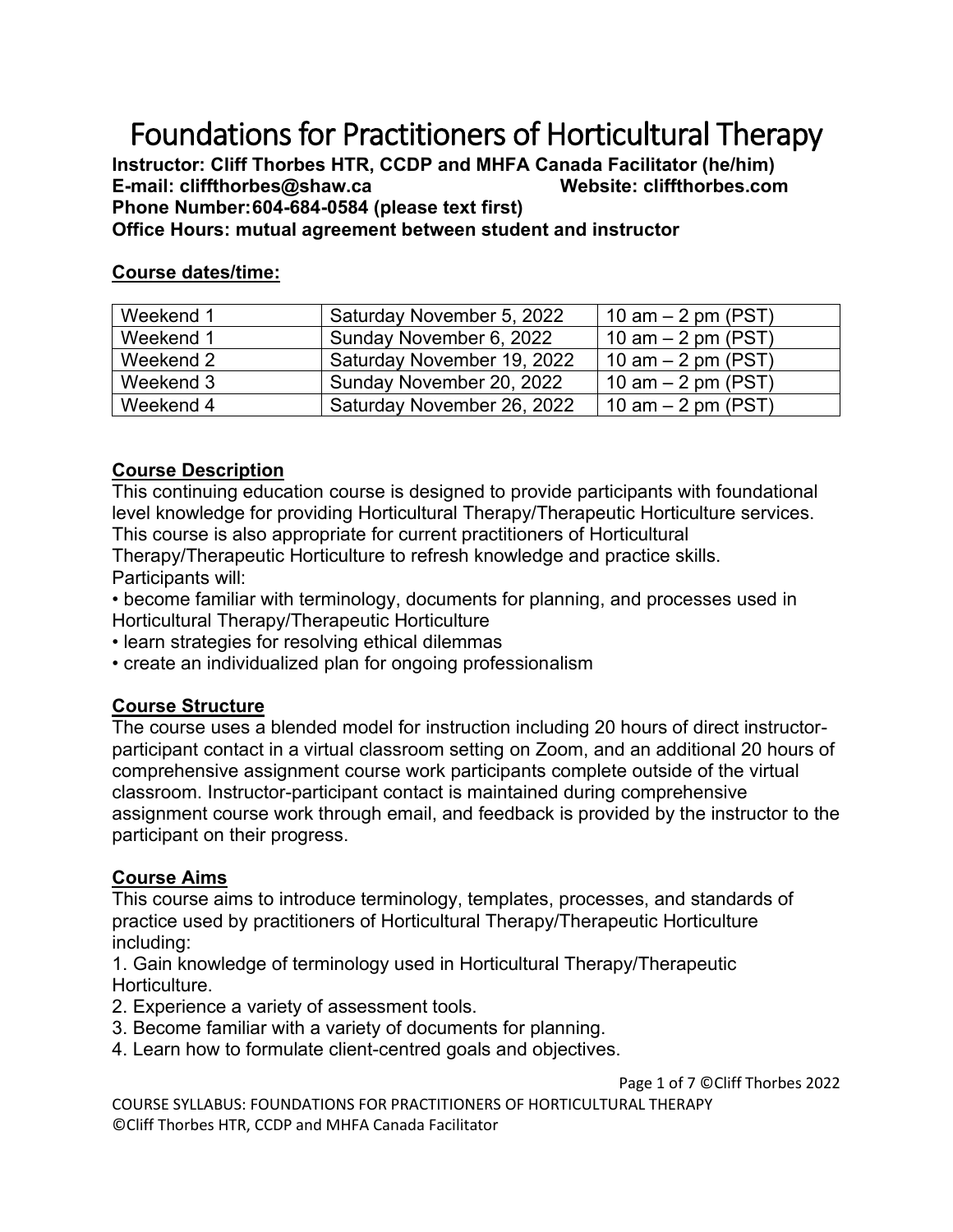# Foundations for Practitioners of Horticultural Therapy

**Instructor: Cliff Thorbes HTR, CCDP and MHFA Canada Facilitator (he/him)**
**E-mail: cliffthorbes@shaw.ca Website: cliffthorbes.com**
**Phone Number: 604-684-0584 (please text first)**
**Office Hours: mutual agreement between student and instructor**

## Course dates/time:

| Weekend 1 | Saturday November 5, 2022 | 10 am – 2 pm (PST) |
|---|---|---|
| Weekend 1 | Sunday November 6, 2022 | 10 am – 2 pm (PST) |
| Weekend 2 | Saturday November 19, 2022 | 10 am – 2 pm (PST) |
| Weekend 3 | Sunday November 20, 2022 | 10 am – 2 pm (PST) |
| Weekend 4 | Saturday November 26, 2022 | 10 am – 2 pm (PST) |

## Course Description

This continuing education course is designed to provide participants with foundational level knowledge for providing Horticultural Therapy/Therapeutic Horticulture services. This course is also appropriate for current practitioners of Horticultural Therapy/Therapeutic Horticulture to refresh knowledge and practice skills.
Participants will:

- become familiar with terminology, documents for planning, and processes used in Horticultural Therapy/Therapeutic Horticulture
- learn strategies for resolving ethical dilemmas
- create an individualized plan for ongoing professionalism

## Course Structure

The course uses a blended model for instruction including 20 hours of direct instructor-participant contact in a virtual classroom setting on Zoom, and an additional 20 hours of comprehensive assignment course work participants complete outside of the virtual classroom. Instructor-participant contact is maintained during comprehensive assignment course work through email, and feedback is provided by the instructor to the participant on their progress.

## Course Aims

This course aims to introduce terminology, templates, processes, and standards of practice used by practitioners of Horticultural Therapy/Therapeutic Horticulture including:

1. Gain knowledge of terminology used in Horticultural Therapy/Therapeutic Horticulture.
2. Experience a variety of assessment tools.
3. Become familiar with a variety of documents for planning.
4. Learn how to formulate client-centred goals and objectives.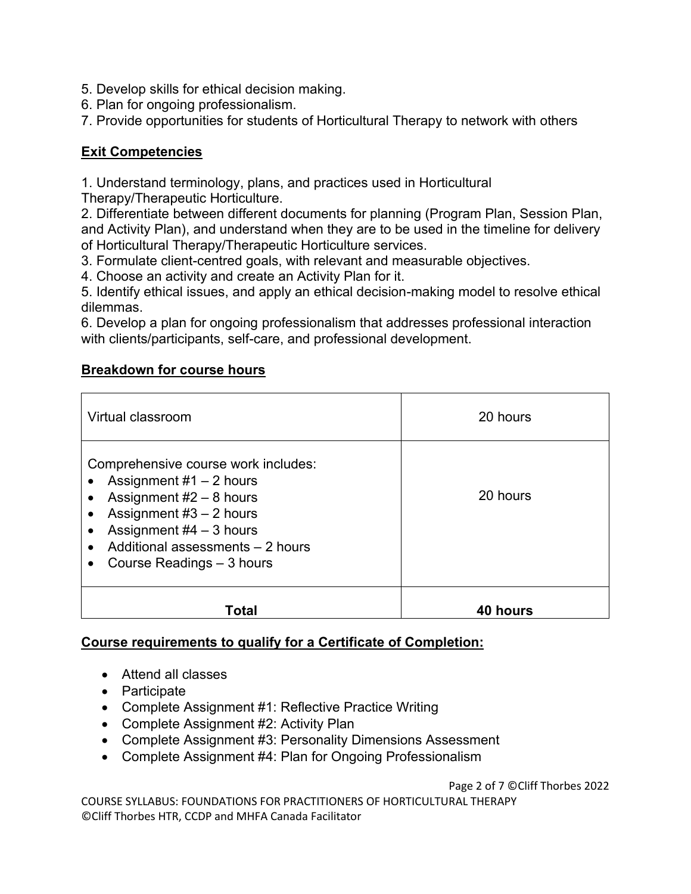5. Develop skills for ethical decision making.
6. Plan for ongoing professionalism.
7. Provide opportunities for students of Horticultural Therapy to network with others

## Exit Competencies

1. Understand terminology, plans, and practices used in Horticultural Therapy/Therapeutic Horticulture.
2. Differentiate between different documents for planning (Program Plan, Session Plan, and Activity Plan), and understand when they are to be used in the timeline for delivery of Horticultural Therapy/Therapeutic Horticulture services.
3. Formulate client-centred goals, with relevant and measurable objectives.
4. Choose an activity and create an Activity Plan for it.
5. Identify ethical issues, and apply an ethical decision-making model to resolve ethical dilemmas.
6. Develop a plan for ongoing professionalism that addresses professional interaction with clients/participants, self-care, and professional development.

## Breakdown for course hours

| | |
|---|---|
| Virtual classroom | 20 hours |
| Comprehensive course work includes:<br>• Assignment #1 – 2 hours<br>• Assignment #2 – 8 hours<br>• Assignment #3 – 2 hours<br>• Assignment #4 – 3 hours<br>• Additional assessments – 2 hours<br>• Course Readings – 3 hours | 20 hours |
| **Total** | **40 hours** |

## Course requirements to qualify for a Certificate of Completion:

- Attend all classes
- Participate
- Complete Assignment #1: Reflective Practice Writing
- Complete Assignment #2: Activity Plan
- Complete Assignment #3: Personality Dimensions Assessment
- Complete Assignment #4: Plan for Ongoing Professionalism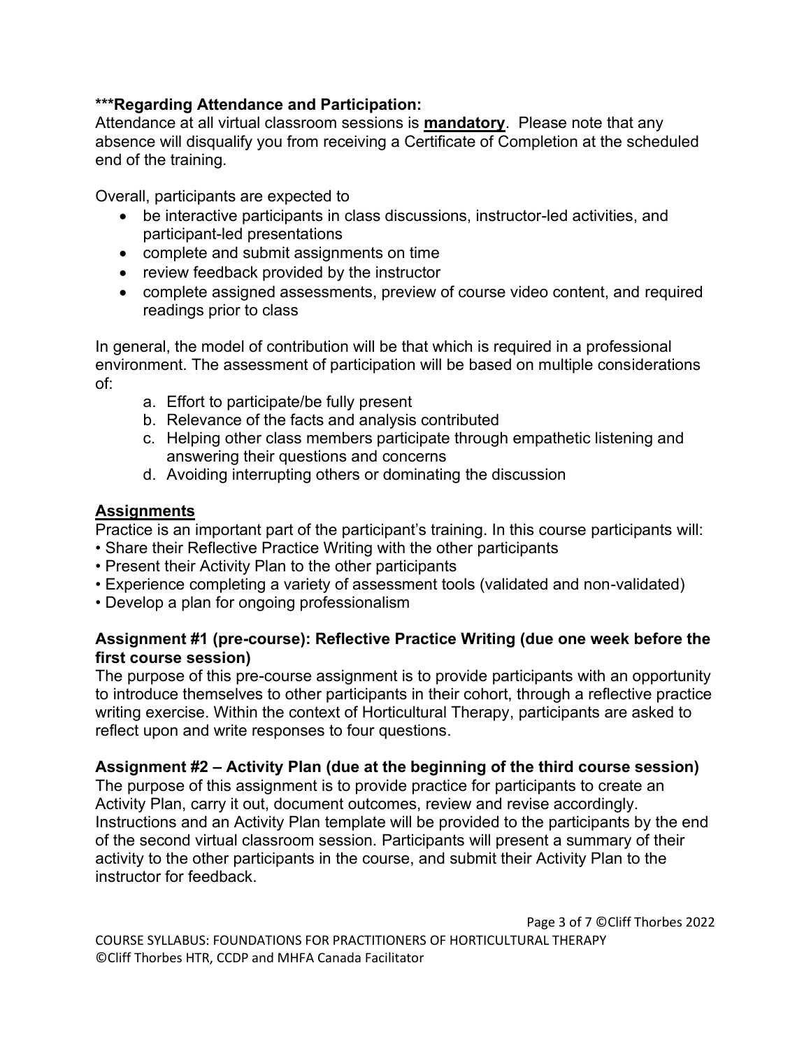**\*\*\*Regarding Attendance and Participation:**

Attendance at all virtual classroom sessions is **mandatory**. Please note that any absence will disqualify you from receiving a Certificate of Completion at the scheduled end of the training.

Overall, participants are expected to

- be interactive participants in class discussions, instructor-led activities, and participant-led presentations
- complete and submit assignments on time
- review feedback provided by the instructor
- complete assigned assessments, preview of course video content, and required readings prior to class

In general, the model of contribution will be that which is required in a professional environment. The assessment of participation will be based on multiple considerations of:

a. Effort to participate/be fully present
b. Relevance of the facts and analysis contributed
c. Helping other class members participate through empathetic listening and answering their questions and concerns
d. Avoiding interrupting others or dominating the discussion

## Assignments

Practice is an important part of the participant's training. In this course participants will:

- Share their Reflective Practice Writing with the other participants
- Present their Activity Plan to the other participants
- Experience completing a variety of assessment tools (validated and non-validated)
- Develop a plan for ongoing professionalism

### Assignment #1 (pre-course): Reflective Practice Writing (due one week before the first course session)

The purpose of this pre-course assignment is to provide participants with an opportunity to introduce themselves to other participants in their cohort, through a reflective practice writing exercise. Within the context of Horticultural Therapy, participants are asked to reflect upon and write responses to four questions.

### Assignment #2 – Activity Plan (due at the beginning of the third course session)

The purpose of this assignment is to provide practice for participants to create an Activity Plan, carry it out, document outcomes, review and revise accordingly. Instructions and an Activity Plan template will be provided to the participants by the end of the second virtual classroom session. Participants will present a summary of their activity to the other participants in the course, and submit their Activity Plan to the instructor for feedback.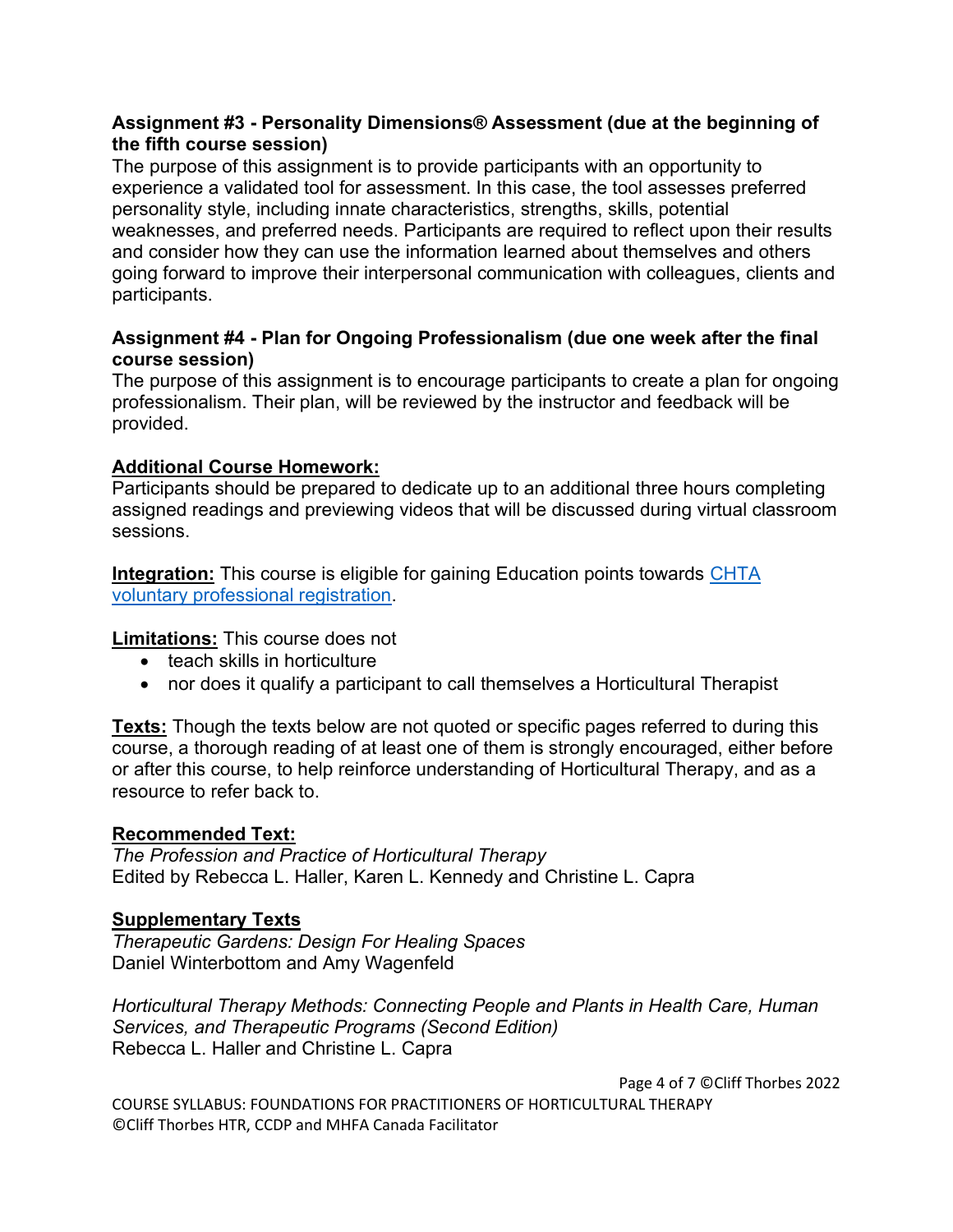**Assignment #3 - Personality Dimensions® Assessment (due at the beginning of the fifth course session)**

The purpose of this assignment is to provide participants with an opportunity to experience a validated tool for assessment. In this case, the tool assesses preferred personality style, including innate characteristics, strengths, skills, potential weaknesses, and preferred needs. Participants are required to reflect upon their results and consider how they can use the information learned about themselves and others going forward to improve their interpersonal communication with colleagues, clients and participants.

**Assignment #4 - Plan for Ongoing Professionalism (due one week after the final course session)**

The purpose of this assignment is to encourage participants to create a plan for ongoing professionalism. Their plan, will be reviewed by the instructor and feedback will be provided.

**Additional Course Homework:**

Participants should be prepared to dedicate up to an additional three hours completing assigned readings and previewing videos that will be discussed during virtual classroom sessions.

**Integration:** This course is eligible for gaining Education points towards CHTA voluntary professional registration.

**Limitations:** This course does not

- teach skills in horticulture
- nor does it qualify a participant to call themselves a Horticultural Therapist

**Texts:** Though the texts below are not quoted or specific pages referred to during this course, a thorough reading of at least one of them is strongly encouraged, either before or after this course, to help reinforce understanding of Horticultural Therapy, and as a resource to refer back to.

**Recommended Text:**

*The Profession and Practice of Horticultural Therapy*
Edited by Rebecca L. Haller, Karen L. Kennedy and Christine L. Capra

**Supplementary Texts**

*Therapeutic Gardens: Design For Healing Spaces*
Daniel Winterbottom and Amy Wagenfeld

*Horticultural Therapy Methods: Connecting People and Plants in Health Care, Human Services, and Therapeutic Programs (Second Edition)*
Rebecca L. Haller and Christine L. Capra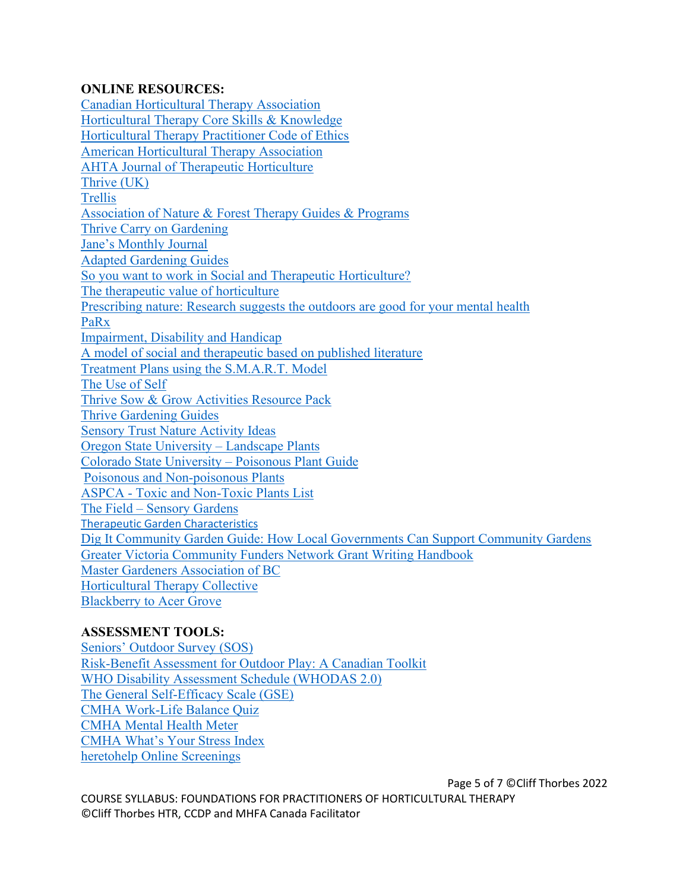**ONLINE RESOURCES:**

Canadian Horticultural Therapy Association
Horticultural Therapy Core Skills & Knowledge
Horticultural Therapy Practitioner Code of Ethics
American Horticultural Therapy Association
AHTA Journal of Therapeutic Horticulture
Thrive (UK)
Trellis
Association of Nature & Forest Therapy Guides & Programs
Thrive Carry on Gardening
Jane's Monthly Journal
Adapted Gardening Guides
So you want to work in Social and Therapeutic Horticulture?
The therapeutic value of horticulture
Prescribing nature: Research suggests the outdoors are good for your mental health
PaRx
Impairment, Disability and Handicap
A model of social and therapeutic based on published literature
Treatment Plans using the S.M.A.R.T. Model
The Use of Self
Thrive Sow & Grow Activities Resource Pack
Thrive Gardening Guides
Sensory Trust Nature Activity Ideas
Oregon State University – Landscape Plants
Colorado State University – Poisonous Plant Guide
Poisonous and Non-poisonous Plants
ASPCA - Toxic and Non-Toxic Plants List
The Field – Sensory Gardens
Therapeutic Garden Characteristics
Dig It Community Garden Guide: How Local Governments Can Support Community Gardens
Greater Victoria Community Funders Network Grant Writing Handbook
Master Gardeners Association of BC
Horticultural Therapy Collective
Blackberry to Acer Grove

**ASSESSMENT TOOLS:**

Seniors' Outdoor Survey (SOS)
Risk-Benefit Assessment for Outdoor Play: A Canadian Toolkit
WHO Disability Assessment Schedule (WHODAS 2.0)
The General Self-Efficacy Scale (GSE)
CMHA Work-Life Balance Quiz
CMHA Mental Health Meter
CMHA What's Your Stress Index
heretohelp Online Screenings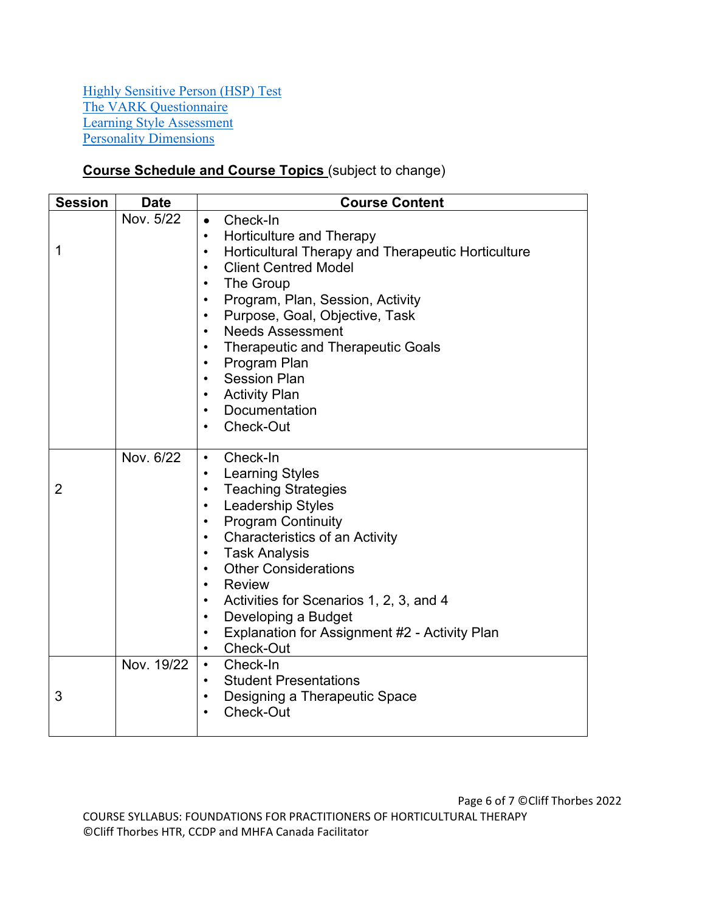[Highly Sensitive Person (HSP) Test]
[The VARK Questionnaire]
[Learning Style Assessment]
[Personality Dimensions]

**Course Schedule and Course Topics** (subject to change)

| Session | Date | Course Content |
|---|---|---|
| 1 | Nov. 5/22 | • Check-In<br>• Horticulture and Therapy<br>• Horticultural Therapy and Therapeutic Horticulture<br>• Client Centred Model<br>• The Group<br>• Program, Plan, Session, Activity<br>• Purpose, Goal, Objective, Task<br>• Needs Assessment<br>• Therapeutic and Therapeutic Goals<br>• Program Plan<br>• Session Plan<br>• Activity Plan<br>• Documentation<br>• Check-Out |
| 2 | Nov. 6/22 | • Check-In<br>• Learning Styles<br>• Teaching Strategies<br>• Leadership Styles<br>• Program Continuity<br>• Characteristics of an Activity<br>• Task Analysis<br>• Other Considerations<br>• Review<br>• Activities for Scenarios 1, 2, 3, and 4<br>• Developing a Budget<br>• Explanation for Assignment #2 - Activity Plan<br>• Check-Out |
| 3 | Nov. 19/22 | • Check-In<br>• Student Presentations<br>• Designing a Therapeutic Space<br>• Check-Out |

COURSE SYLLABUS: FOUNDATIONS FOR PRACTITIONERS OF HORTICULTURAL THERAPY
©Cliff Thorbes HTR, CCDP and MHFA Canada Facilitator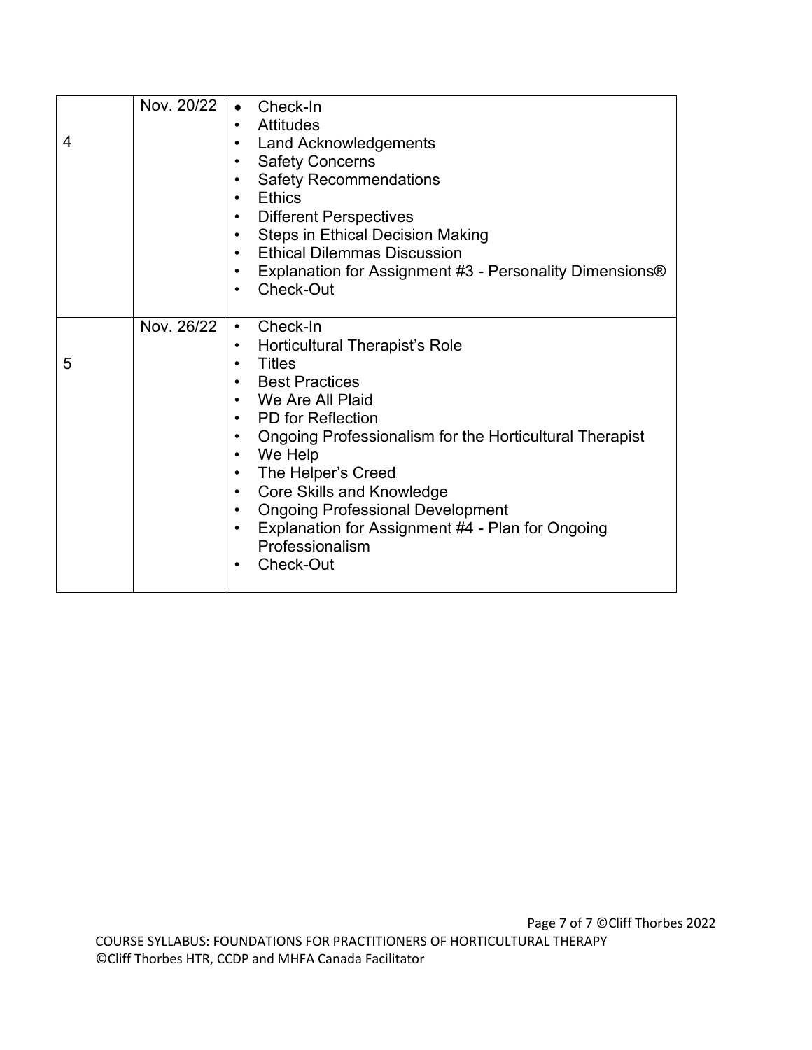| | | |
|---|---|---|
| 4 | Nov. 20/22 | • Check-In<br>• Attitudes<br>• Land Acknowledgements<br>• Safety Concerns<br>• Safety Recommendations<br>• Ethics<br>• Different Perspectives<br>• Steps in Ethical Decision Making<br>• Ethical Dilemmas Discussion<br>• Explanation for Assignment #3 - Personality Dimensions®<br>• Check-Out |
| 5 | Nov. 26/22 | • Check-In<br>• Horticultural Therapist's Role<br>• Titles<br>• Best Practices<br>• We Are All Plaid<br>• PD for Reflection<br>• Ongoing Professionalism for the Horticultural Therapist<br>• We Help<br>• The Helper's Creed<br>• Core Skills and Knowledge<br>• Ongoing Professional Development<br>• Explanation for Assignment #4 - Plan for Ongoing Professionalism<br>• Check-Out |